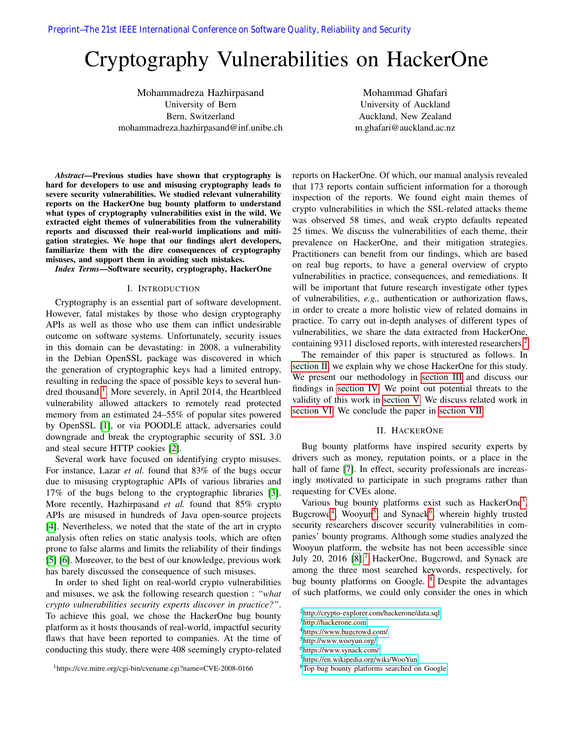# Cryptography Vulnerabilities on HackerOne

Mohammadreza Hazhirpasand
University of Bern
Bern, Switzerland
mohammadreza.hazhirpasand@inf.unibe.ch

Mohammad Ghafari
University of Auckland
Auckland, New Zealand
m.ghafari@auckland.ac.nz

***Abstract*—Previous studies have shown that cryptography is hard for developers to use and misusing cryptography leads to severe security vulnerabilities. We studied relevant vulnerability reports on the HackerOne bug bounty platform to understand what types of cryptography vulnerabilities exist in the wild. We extracted eight themes of vulnerabilities from the vulnerability reports and discussed their real-world implications and mitigation strategies. We hope that our findings alert developers, familiarize them with the dire consequences of cryptography misuses, and support them in avoiding such mistakes.**

***Index Terms*—Software security, cryptography, HackerOne**

## I. Introduction

Cryptography is an essential part of software development. However, fatal mistakes by those who design cryptography APIs as well as those who use them can inflict undesirable outcome on software systems. Unfortunately, security issues in this domain can be devastating: in 2008, a vulnerability in the Debian OpenSSL package was discovered in which the generation of cryptographic keys had a limited entropy, resulting in reducing the space of possible keys to several hundred thousand [1]. More severely, in April 2014, the Heartbleed vulnerability allowed attackers to remotely read protected memory from an estimated 24–55% of popular sites powered by OpenSSL [1], or via POODLE attack, adversaries could downgrade and break the cryptographic security of SSL 3.0 and steal secure HTTP cookies [2].

Several work have focused on identifying crypto misuses. For instance, Lazar *et al.* found that 83% of the bugs occur due to misusing cryptographic APIs of various libraries and 17% of the bugs belong to the cryptographic libraries [3]. More recently, Hazhirpasand *et al.* found that 85% crypto APIs are misused in hundreds of Java open-source projects [4]. Nevertheless, we noted that the state of the art in crypto analysis often relies on static analysis tools, which are often prone to false alarms and limits the reliability of their findings [5] [6]. Moreover, to the best of our knowledge, previous work has barely discussed the consequence of such misuses.

In order to shed light on real-world crypto vulnerabilities and misuses, we ask the following research question : *"what crypto vulnerabilities security experts discover in practice?"*. To achieve this goal, we chose the HackerOne bug bounty platform as it hosts thousands of real-world, impactful security flaws that have been reported to companies. At the time of conducting this study, there were 408 seemingly crypto-related reports on HackerOne. Of which, our manual analysis revealed that 173 reports contain sufficient information for a thorough inspection of the reports. We found eight main themes of crypto vulnerabilities in which the SSL-related attacks theme was observed 58 times, and weak crypto defaults repeated 25 times. We discuss the vulnerabilities of each theme, their prevalence on HackerOne, and their mitigation strategies. Practitioners can benefit from our findings, which are based on real bug reports, to have a general overview of crypto vulnerabilities in practice, consequences, and remediations. It will be important that future research investigate other types of vulnerabilities, *e.g.,* authentication or authorization flaws, in order to create a more holistic view of related domains in practice. To carry out in-depth analyses of different types of vulnerabilities, we share the data extracted from HackerOne, containing 9311 disclosed reports, with interested researchers.[2]

The remainder of this paper is structured as follows. In section II, we explain why we chose HackerOne for this study. We present our methodology in section III and discuss our findings in section IV. We point out potential threats to the validity of this work in section V. We discuss related work in section VI. We conclude the paper in section VII.

## II. HackerOne

Bug bounty platforms have inspired security experts by drivers such as money, reputation points, or a place in the hall of fame [7]. In effect, security professionals are increasingly motivated to participate in such programs rather than requesting for CVEs alone.

Various bug bounty platforms exist such as HackerOne[3], Bugcrowd[4], Wooyun[5], and Synack[6], wherein highly trusted security researchers discover security vulnerabilities in companies' bounty programs. Although some studies analyzed the Wooyun platform, the website has not been accessible since July 20, 2016 [8].[7] HackerOne, Bugcrowd, and Synack are among the three most searched keywords, respectively, for bug bounty platforms on Google. [8] Despite the advantages of such platforms, we could only consider the ones in which

[1] https://cve.mitre.org/cgi-bin/cvename.cgi?name=CVE-2008-0166

[2] http://crypto-explorer.com/hackerone/data.sql

[3] http://hackerone.com

[4] https://www.bugcrowd.com/

[5] http://www.wooyun.org/

[6] https://www.synack.com/

[7] https://en.wikipedia.org/wiki/WooYun

[8] Top bug bounty platforms searched on Google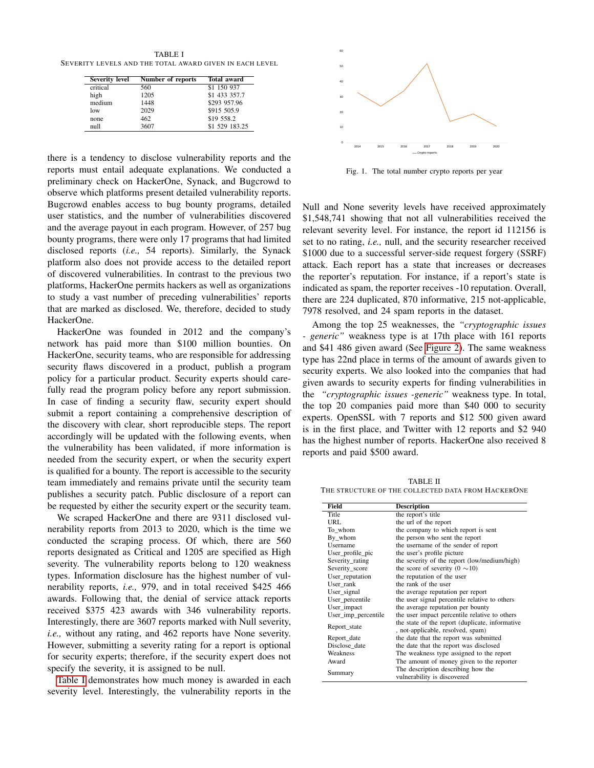TABLE I
SEVERITY LEVELS AND THE TOTAL AWARD GIVEN IN EACH LEVEL

| Severity level | Number of reports | Total award |
|---|---|---|
| critical | 560 | $1 150 937 |
| high | 1205 | $1 433 357.7 |
| medium | 1448 | $293 957.96 |
| low | 2029 | $915 505.9 |
| none | 462 | $19 558.2 |
| null | 3607 | $1 529 183.25 |

there is a tendency to disclose vulnerability reports and the reports must entail adequate explanations. We conducted a preliminary check on HackerOne, Synack, and Bugcrowd to observe which platforms present detailed vulnerability reports. Bugcrowd enables access to bug bounty programs, detailed user statistics, and the number of vulnerabilities discovered and the average payout in each program. However, of 257 bug bounty programs, there were only 17 programs that had limited disclosed reports (*i.e.,* 54 reports). Similarly, the Synack platform also does not provide access to the detailed report of discovered vulnerabilities. In contrast to the previous two platforms, HackerOne permits hackers as well as organizations to study a vast number of preceding vulnerabilities' reports that are marked as disclosed. We, therefore, decided to study HackerOne.

HackerOne was founded in 2012 and the company's network has paid more than $100 million bounties. On HackerOne, security teams, who are responsible for addressing security flaws discovered in a product, publish a program policy for a particular product. Security experts should carefully read the program policy before any report submission. In case of finding a security flaw, security expert should submit a report containing a comprehensive description of the discovery with clear, short reproducible steps. The report accordingly will be updated with the following events, when the vulnerability has been validated, if more information is needed from the security expert, or when the security expert is qualified for a bounty. The report is accessible to the security team immediately and remains private until the security team publishes a security patch. Public disclosure of a report can be requested by either the security expert or the security team.

We scraped HackerOne and there are 9311 disclosed vulnerability reports from 2013 to 2020, which is the time we conducted the scraping process. Of which, there are 560 reports designated as Critical and 1205 are specified as High severity. The vulnerability reports belong to 120 weakness types. Information disclosure has the highest number of vulnerability reports, *i.e.,* 979, and in total received $425 466 awards. Following that, the denial of service attack reports received $375 423 awards with 346 vulnerability reports. Interestingly, there are 3607 reports marked with Null severity, *i.e.,* without any rating, and 462 reports have None severity. However, submitting a severity rating for a report is optional for security experts; therefore, if the security expert does not specify the severity, it is assigned to be null.

Table I demonstrates how much money is awarded in each severity level. Interestingly, the vulnerability reports in the Null and None severity levels have received approximately $1,548,741 showing that not all vulnerabilities received the relevant severity level. For instance, the report id 112156 is set to no rating, *i.e.,* null, and the security researcher received $1000 due to a successful server-side request forgery (SSRF) attack. Each report has a state that increases or decreases the reporter's reputation. For instance, if a report's state is indicated as spam, the reporter receives -10 reputation. Overall, there are 224 duplicated, 870 informative, 215 not-applicable, 7978 resolved, and 24 spam reports in the dataset.

Fig. 1. The total number crypto reports per year

Among the top 25 weaknesses, the *"cryptographic issues - generic"* weakness type is at 17th place with 161 reports and $41 486 given award (See Figure 2). The same weakness type has 22nd place in terms of the amount of awards given to security experts. We also looked into the companies that had given awards to security experts for finding vulnerabilities in the *"cryptographic issues -generic"* weakness type. In total, the top 20 companies paid more than $40 000 to security experts. OpenSSL with 7 reports and $12 500 given award is in the first place, and Twitter with 12 reports and $2 940 has the highest number of reports. HackerOne also received 8 reports and paid $500 award.

TABLE II
THE STRUCTURE OF THE COLLECTED DATA FROM HACKERONE

| Field | Description |
|---|---|
| Title | the report's title |
| URL | the url of the report |
| To_whom | the company to which report is sent |
| By_whom | the person who sent the report |
| Username | the username of the sender of report |
| User_profile_pic | the user's profile picture |
| Severity_rating | the severity of the report (low/medium/high) |
| Severity_score | the score of severity (0 ∼10) |
| User_reputation | the reputation of the user |
| User_rank | the rank of the user |
| User_signal | the average reputation per report |
| User_percentile | the user signal percentile relative to others |
| User_impact | the average reputation per bounty |
| User_imp_percentile | the user impact percentile relative to others |
| Report_state | the state of the report (duplicate, informative, not-applicable, resolved, spam) |
| Report_date | the date that the report was submitted |
| Disclose_date | the date that the report was disclosed |
| Weakness | The weakness type assigned to the report |
| Award | The amount of money given to the reporter |
| Summary | The description describing how the vulnerability is discovered |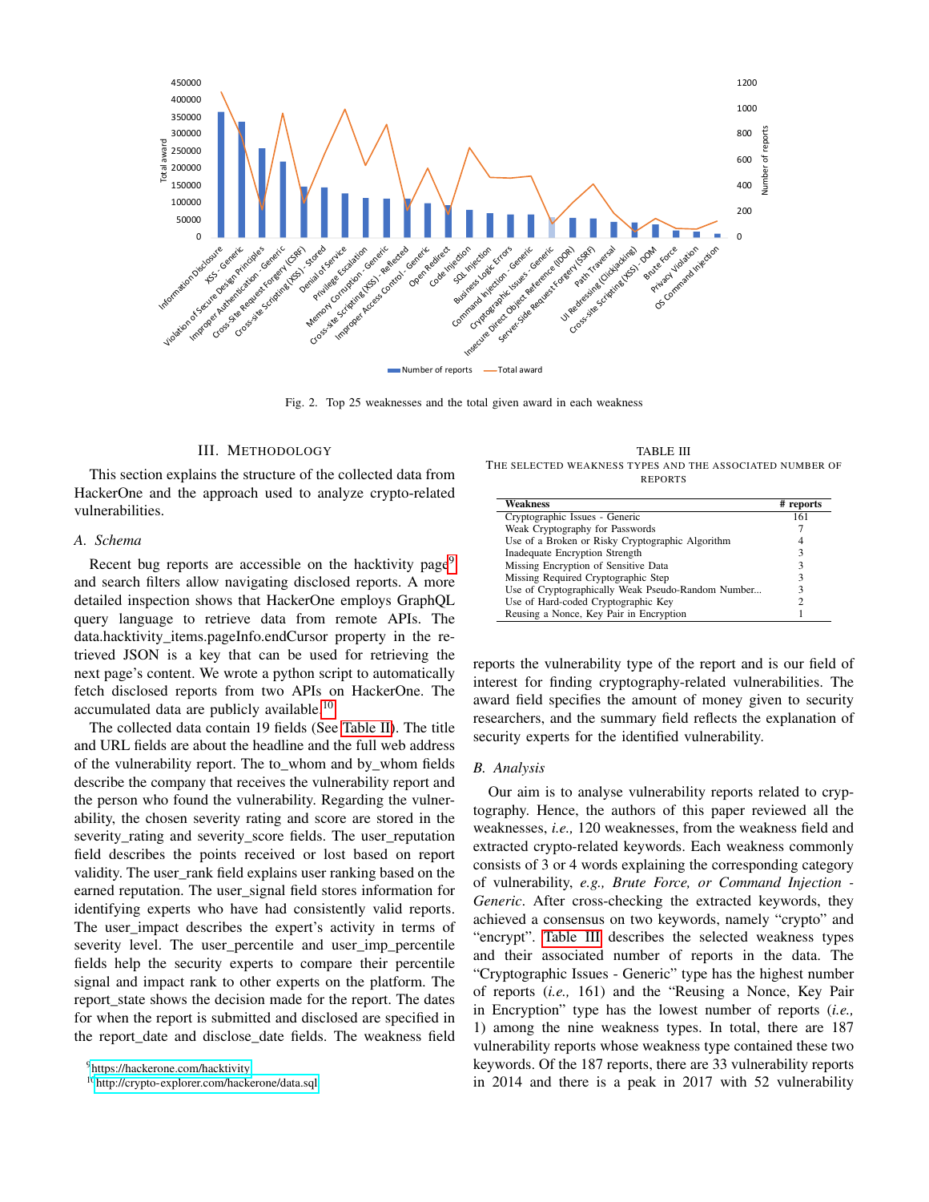Fig. 2. Top 25 weaknesses and the total given award in each weakness

## III. Methodology

This section explains the structure of the collected data from HackerOne and the approach used to analyze crypto-related vulnerabilities.

### A. Schema

Recent bug reports are accessible on the hacktivity page[9] and search filters allow navigating disclosed reports. A more detailed inspection shows that HackerOne employs GraphQL query language to retrieve data from remote APIs. The data.hacktivity_items.pageInfo.endCursor property in the retrieved JSON is a key that can be used for retrieving the next page's content. We wrote a python script to automatically fetch disclosed reports from two APIs on HackerOne. The accumulated data are publicly available.[10]

The collected data contain 19 fields (See Table II). The title and URL fields are about the headline and the full web address of the vulnerability report. The to_whom and by_whom fields describe the company that receives the vulnerability report and the person who found the vulnerability. Regarding the vulnerability, the chosen severity rating and score are stored in the severity_rating and severity_score fields. The user_reputation field describes the points received or lost based on report validity. The user_rank field explains user ranking based on the earned reputation. The user_signal field stores information for identifying experts who have had consistently valid reports. The user_impact describes the expert's activity in terms of severity level. The user_percentile and user_imp_percentile fields help the security experts to compare their percentile signal and impact rank to other experts on the platform. The report_state shows the decision made for the report. The dates for when the report is submitted and disclosed are specified in the report_date and disclose_date fields. The weakness field reports the vulnerability type of the report and is our field of interest for finding cryptography-related vulnerabilities. The award field specifies the amount of money given to security researchers, and the summary field reflects the explanation of security experts for the identified vulnerability.

TABLE III
The selected weakness types and the associated number of reports

| Weakness | # reports |
|---|---|
| Cryptographic Issues - Generic | 161 |
| Weak Cryptography for Passwords | 7 |
| Use of a Broken or Risky Cryptographic Algorithm | 4 |
| Inadequate Encryption Strength | 3 |
| Missing Encryption of Sensitive Data | 3 |
| Missing Required Cryptographic Step | 3 |
| Use of Cryptographically Weak Pseudo-Random Number... | 3 |
| Use of Hard-coded Cryptographic Key | 2 |
| Reusing a Nonce, Key Pair in Encryption | 1 |

### B. Analysis

Our aim is to analyse vulnerability reports related to cryptography. Hence, the authors of this paper reviewed all the weaknesses, *i.e.,* 120 weaknesses, from the weakness field and extracted crypto-related keywords. Each weakness commonly consists of 3 or 4 words explaining the corresponding category of vulnerability, *e.g., Brute Force, or Command Injection - Generic*. After cross-checking the extracted keywords, they achieved a consensus on two keywords, namely "crypto" and "encrypt". Table III describes the selected weakness types and their associated number of reports in the data. The "Cryptographic Issues - Generic" type has the highest number of reports (*i.e.,* 161) and the "Reusing a Nonce, Key Pair in Encryption" type has the lowest number of reports (*i.e.,* 1) among the nine weakness types. In total, there are 187 vulnerability reports whose weakness type contained these two keywords. Of the 187 reports, there are 33 vulnerability reports in 2014 and there is a peak in 2017 with 52 vulnerability

[9] https://hackerone.com/hacktivity

[10] http://crypto-explorer.com/hackerone/data.sql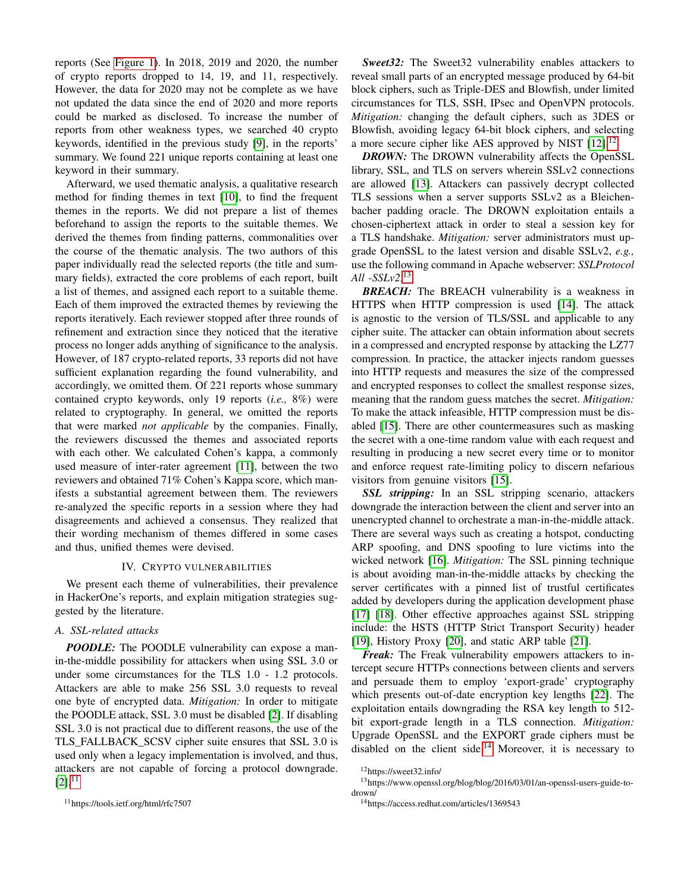reports (See Figure 1). In 2018, 2019 and 2020, the number of crypto reports dropped to 14, 19, and 11, respectively. However, the data for 2020 may not be complete as we have not updated the data since the end of 2020 and more reports could be marked as disclosed. To increase the number of reports from other weakness types, we searched 40 crypto keywords, identified in the previous study [9], in the reports' summary. We found 221 unique reports containing at least one keyword in their summary.

Afterward, we used thematic analysis, a qualitative research method for finding themes in text [10], to find the frequent themes in the reports. We did not prepare a list of themes beforehand to assign the reports to the suitable themes. We derived the themes from finding patterns, commonalities over the course of the thematic analysis. The two authors of this paper individually read the selected reports (the title and summary fields), extracted the core problems of each report, built a list of themes, and assigned each report to a suitable theme. Each of them improved the extracted themes by reviewing the reports iteratively. Each reviewer stopped after three rounds of refinement and extraction since they noticed that the iterative process no longer adds anything of significance to the analysis. However, of 187 crypto-related reports, 33 reports did not have sufficient explanation regarding the found vulnerability, and accordingly, we omitted them. Of 221 reports whose summary contained crypto keywords, only 19 reports (*i.e.,* 8%) were related to cryptography. In general, we omitted the reports that were marked *not applicable* by the companies. Finally, the reviewers discussed the themes and associated reports with each other. We calculated Cohen's kappa, a commonly used measure of inter-rater agreement [11], between the two reviewers and obtained 71% Cohen's Kappa score, which manifests a substantial agreement between them. The reviewers re-analyzed the specific reports in a session where they had disagreements and achieved a consensus. They realized that their wording mechanism of themes differed in some cases and thus, unified themes were devised.

## IV. Crypto Vulnerabilities

We present each theme of vulnerabilities, their prevalence in HackerOne's reports, and explain mitigation strategies suggested by the literature.

### A. SSL-related attacks

***POODLE:*** The POODLE vulnerability can expose a man-in-the-middle possibility for attackers when using SSL 3.0 or under some circumstances for the TLS 1.0 - 1.2 protocols. Attackers are able to make 256 SSL 3.0 requests to reveal one byte of encrypted data. *Mitigation:* In order to mitigate the POODLE attack, SSL 3.0 must be disabled [2]. If disabling SSL 3.0 is not practical due to different reasons, the use of the TLS_FALLBACK_SCSV cipher suite ensures that SSL 3.0 is used only when a legacy implementation is involved, and thus, attackers are not capable of forcing a protocol downgrade. [2].[11]

***Sweet32:*** The Sweet32 vulnerability enables attackers to reveal small parts of an encrypted message produced by 64-bit block ciphers, such as Triple-DES and Blowfish, under limited circumstances for TLS, SSH, IPsec and OpenVPN protocols. *Mitigation:* changing the default ciphers, such as 3DES or Blowfish, avoiding legacy 64-bit block ciphers, and selecting a more secure cipher like AES approved by NIST [12].[12]

***DROWN:*** The DROWN vulnerability affects the OpenSSL library, SSL, and TLS on servers wherein SSLv2 connections are allowed [13]. Attackers can passively decrypt collected TLS sessions when a server supports SSLv2 as a Bleichenbacher padding oracle. The DROWN exploitation entails a chosen-ciphertext attack in order to steal a session key for a TLS handshake. *Mitigation:* server administrators must upgrade OpenSSL to the latest version and disable SSLv2, *e.g.,* use the following command in Apache webserver: *SSLProtocol All -SSLv2*.[13]

***BREACH:*** The BREACH vulnerability is a weakness in HTTPS when HTTP compression is used [14]. The attack is agnostic to the version of TLS/SSL and applicable to any cipher suite. The attacker can obtain information about secrets in a compressed and encrypted response by attacking the LZ77 compression. In practice, the attacker injects random guesses into HTTP requests and measures the size of the compressed and encrypted responses to collect the smallest response sizes, meaning that the random guess matches the secret. *Mitigation:* To make the attack infeasible, HTTP compression must be disabled [15]. There are other countermeasures such as masking the secret with a one-time random value with each request and resulting in producing a new secret every time or to monitor and enforce request rate-limiting policy to discern nefarious visitors from genuine visitors [15].

***SSL stripping:*** In an SSL stripping scenario, attackers downgrade the interaction between the client and server into an unencrypted channel to orchestrate a man-in-the-middle attack. There are several ways such as creating a hotspot, conducting ARP spoofing, and DNS spoofing to lure victims into the wicked network [16]. *Mitigation:* The SSL pinning technique is about avoiding man-in-the-middle attacks by checking the server certificates with a pinned list of trustful certificates added by developers during the application development phase [17] [18]. Other effective approaches against SSL stripping include: the HSTS (HTTP Strict Transport Security) header [19], History Proxy [20], and static ARP table [21].

***Freak:*** The Freak vulnerability empowers attackers to intercept secure HTTPs connections between clients and servers and persuade them to employ 'export-grade' cryptography which presents out-of-date encryption key lengths [22]. The exploitation entails downgrading the RSA key length to 512-bit export-grade length in a TLS connection. *Mitigation:* Upgrade OpenSSL and the EXPORT grade ciphers must be disabled on the client side.[14] Moreover, it is necessary to

[11] https://tools.ietf.org/html/rfc7507

[12] https://sweet32.info/

[13] https://www.openssl.org/blog/blog/2016/03/01/an-openssl-users-guide-to-drown/

[14] https://access.redhat.com/articles/1369543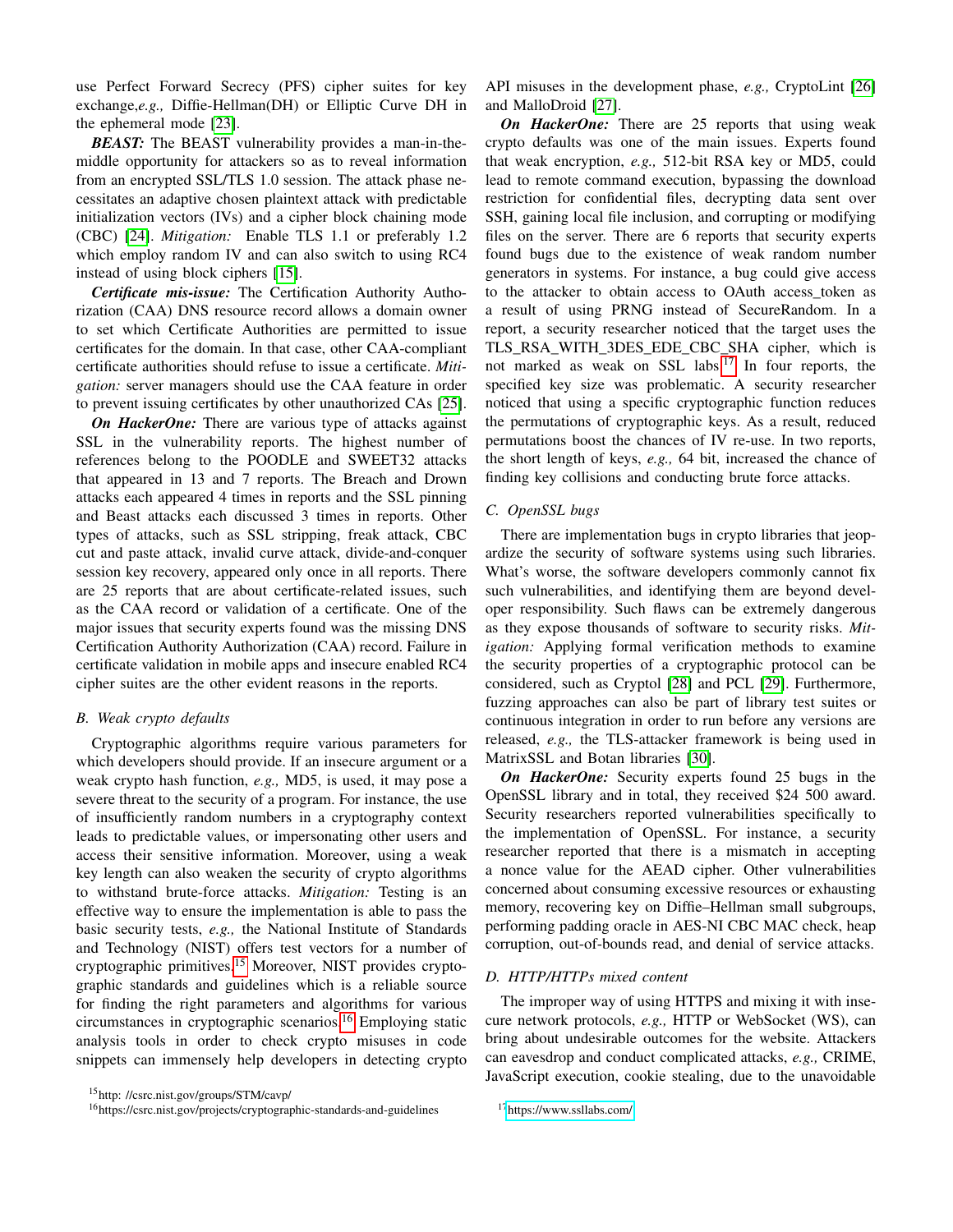use Perfect Forward Secrecy (PFS) cipher suites for key exchange,*e.g.,* Diffie-Hellman(DH) or Elliptic Curve DH in the ephemeral mode [23].

***BEAST:*** The BEAST vulnerability provides a man-in-the-middle opportunity for attackers so as to reveal information from an encrypted SSL/TLS 1.0 session. The attack phase necessitates an adaptive chosen plaintext attack with predictable initialization vectors (IVs) and a cipher block chaining mode (CBC) [24]. *Mitigation:* Enable TLS 1.1 or preferably 1.2 which employ random IV and can also switch to using RC4 instead of using block ciphers [15].

***Certificate mis-issue:*** The Certification Authority Authorization (CAA) DNS resource record allows a domain owner to set which Certificate Authorities are permitted to issue certificates for the domain. In that case, other CAA-compliant certificate authorities should refuse to issue a certificate. *Mitigation:* server managers should use the CAA feature in order to prevent issuing certificates by other unauthorized CAs [25].

***On HackerOne:*** There are various type of attacks against SSL in the vulnerability reports. The highest number of references belong to the POODLE and SWEET32 attacks that appeared in 13 and 7 reports. The Breach and Drown attacks each appeared 4 times in reports and the SSL pinning and Beast attacks each discussed 3 times in reports. Other types of attacks, such as SSL stripping, freak attack, CBC cut and paste attack, invalid curve attack, divide-and-conquer session key recovery, appeared only once in all reports. There are 25 reports that are about certificate-related issues, such as the CAA record or validation of a certificate. One of the major issues that security experts found was the missing DNS Certification Authority Authorization (CAA) record. Failure in certificate validation in mobile apps and insecure enabled RC4 cipher suites are the other evident reasons in the reports.

### B. Weak crypto defaults

Cryptographic algorithms require various parameters for which developers should provide. If an insecure argument or a weak crypto hash function, *e.g.,* MD5, is used, it may pose a severe threat to the security of a program. For instance, the use of insufficiently random numbers in a cryptography context leads to predictable values, or impersonating other users and access their sensitive information. Moreover, using a weak key length can also weaken the security of crypto algorithms to withstand brute-force attacks. *Mitigation:* Testing is an effective way to ensure the implementation is able to pass the basic security tests, *e.g.,* the National Institute of Standards and Technology (NIST) offers test vectors for a number of cryptographic primitives.[15] Moreover, NIST provides cryptographic standards and guidelines which is a reliable source for finding the right parameters and algorithms for various circumstances in cryptographic scenarios.[16] Employing static analysis tools in order to check crypto misuses in code snippets can immensely help developers in detecting crypto API misuses in the development phase, *e.g.,* CryptoLint [26] and MalloDroid [27].

***On HackerOne:*** There are 25 reports that using weak crypto defaults was one of the main issues. Experts found that weak encryption, *e.g.,* 512-bit RSA key or MD5, could lead to remote command execution, bypassing the download restriction for confidential files, decrypting data sent over SSH, gaining local file inclusion, and corrupting or modifying files on the server. There are 6 reports that security experts found bugs due to the existence of weak random number generators in systems. For instance, a bug could give access to the attacker to obtain access to OAuth access_token as a result of using PRNG instead of SecureRandom. In a report, a security researcher noticed that the target uses the TLS_RSA_WITH_3DES_EDE_CBC_SHA cipher, which is not marked as weak on SSL labs.[17] In four reports, the specified key size was problematic. A security researcher noticed that using a specific cryptographic function reduces the permutations of cryptographic keys. As a result, reduced permutations boost the chances of IV re-use. In two reports, the short length of keys, *e.g.,* 64 bit, increased the chance of finding key collisions and conducting brute force attacks.

### C. OpenSSL bugs

There are implementation bugs in crypto libraries that jeopardize the security of software systems using such libraries. What's worse, the software developers commonly cannot fix such vulnerabilities, and identifying them are beyond developer responsibility. Such flaws can be extremely dangerous as they expose thousands of software to security risks. *Mitigation:* Applying formal verification methods to examine the security properties of a cryptographic protocol can be considered, such as Cryptol [28] and PCL [29]. Furthermore, fuzzing approaches can also be part of library test suites or continuous integration in order to run before any versions are released, *e.g.,* the TLS-attacker framework is being used in MatrixSSL and Botan libraries [30].

***On HackerOne:*** Security experts found 25 bugs in the OpenSSL library and in total, they received $24 500 award. Security researchers reported vulnerabilities specifically to the implementation of OpenSSL. For instance, a security researcher reported that there is a mismatch in accepting a nonce value for the AEAD cipher. Other vulnerabilities concerned about consuming excessive resources or exhausting memory, recovering key on Diffie–Hellman small subgroups, performing padding oracle in AES-NI CBC MAC check, heap corruption, out-of-bounds read, and denial of service attacks.

### D. HTTP/HTTPs mixed content

The improper way of using HTTPS and mixing it with insecure network protocols, *e.g.,* HTTP or WebSocket (WS), can bring about undesirable outcomes for the website. Attackers can eavesdrop and conduct complicated attacks, *e.g.,* CRIME, JavaScript execution, cookie stealing, due to the unavoidable

[15] http: //csrc.nist.gov/groups/STM/cavp/

[16] https://csrc.nist.gov/projects/cryptographic-standards-and-guidelines

[17] https://www.ssllabs.com/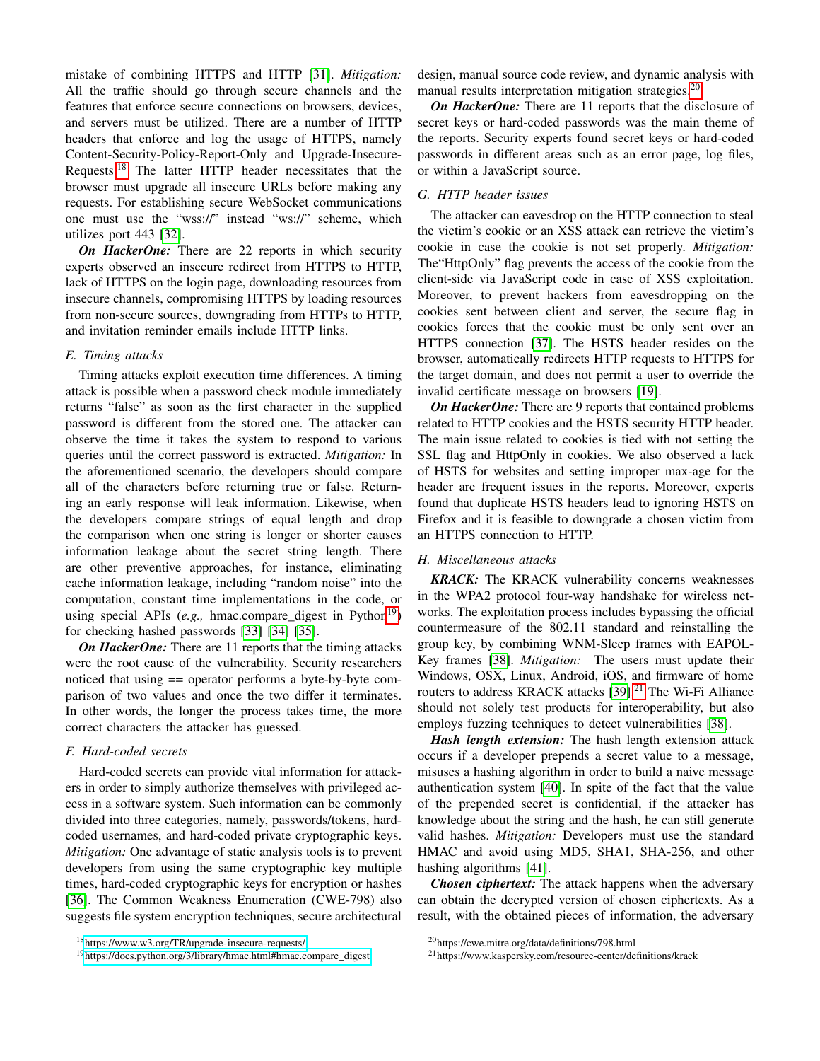mistake of combining HTTPS and HTTP [31]. *Mitigation:* All the traffic should go through secure channels and the features that enforce secure connections on browsers, devices, and servers must be utilized. There are a number of HTTP headers that enforce and log the usage of HTTPS, namely Content-Security-Policy-Report-Only and Upgrade-Insecure-Requests.[18] The latter HTTP header necessitates that the browser must upgrade all insecure URLs before making any requests. For establishing secure WebSocket communications one must use the "wss://" instead "ws://" scheme, which utilizes port 443 [32].

***On HackerOne:*** There are 22 reports in which security experts observed an insecure redirect from HTTPS to HTTP, lack of HTTPS on the login page, downloading resources from insecure channels, compromising HTTPS by loading resources from non-secure sources, downgrading from HTTPs to HTTP, and invitation reminder emails include HTTP links.

### E. Timing attacks

Timing attacks exploit execution time differences. A timing attack is possible when a password check module immediately returns "false" as soon as the first character in the supplied password is different from the stored one. The attacker can observe the time it takes the system to respond to various queries until the correct password is extracted. *Mitigation:* In the aforementioned scenario, the developers should compare all of the characters before returning true or false. Returning an early response will leak information. Likewise, when the developers compare strings of equal length and drop the comparison when one string is longer or shorter causes information leakage about the secret string length. There are other preventive approaches, for instance, eliminating cache information leakage, including "random noise" into the computation, constant time implementations in the code, or using special APIs (*e.g.,* hmac.compare_digest in Python[19]) for checking hashed passwords [33] [34] [35].

***On HackerOne:*** There are 11 reports that the timing attacks were the root cause of the vulnerability. Security researchers noticed that using == operator performs a byte-by-byte comparison of two values and once the two differ it terminates. In other words, the longer the process takes time, the more correct characters the attacker has guessed.

### F. Hard-coded secrets

Hard-coded secrets can provide vital information for attackers in order to simply authorize themselves with privileged access in a software system. Such information can be commonly divided into three categories, namely, passwords/tokens, hard-coded usernames, and hard-coded private cryptographic keys. *Mitigation:* One advantage of static analysis tools is to prevent developers from using the same cryptographic key multiple times, hard-coded cryptographic keys for encryption or hashes [36]. The Common Weakness Enumeration (CWE-798) also suggests file system encryption techniques, secure architectural design, manual source code review, and dynamic analysis with manual results interpretation mitigation strategies.[20]

***On HackerOne:*** There are 11 reports that the disclosure of secret keys or hard-coded passwords was the main theme of the reports. Security experts found secret keys or hard-coded passwords in different areas such as an error page, log files, or within a JavaScript source.

### G. HTTP header issues

The attacker can eavesdrop on the HTTP connection to steal the victim's cookie or an XSS attack can retrieve the victim's cookie in case the cookie is not set properly. *Mitigation:* The"HttpOnly" flag prevents the access of the cookie from the client-side via JavaScript code in case of XSS exploitation. Moreover, to prevent hackers from eavesdropping on the cookies sent between client and server, the secure flag in cookies forces that the cookie must be only sent over an HTTPS connection [37]. The HSTS header resides on the browser, automatically redirects HTTP requests to HTTPS for the target domain, and does not permit a user to override the invalid certificate message on browsers [19].

***On HackerOne:*** There are 9 reports that contained problems related to HTTP cookies and the HSTS security HTTP header. The main issue related to cookies is tied with not setting the SSL flag and HttpOnly in cookies. We also observed a lack of HSTS for websites and setting improper max-age for the header are frequent issues in the reports. Moreover, experts found that duplicate HSTS headers lead to ignoring HSTS on Firefox and it is feasible to downgrade a chosen victim from an HTTPS connection to HTTP.

### H. Miscellaneous attacks

***KRACK:*** The KRACK vulnerability concerns weaknesses in the WPA2 protocol four-way handshake for wireless networks. The exploitation process includes bypassing the official countermeasure of the 802.11 standard and reinstalling the group key, by combining WNM-Sleep frames with EAPOL-Key frames [38]. *Mitigation:* The users must update their Windows, OSX, Linux, Android, iOS, and firmware of home routers to address KRACK attacks [39].[21] The Wi-Fi Alliance should not solely test products for interoperability, but also employs fuzzing techniques to detect vulnerabilities [38].

***Hash length extension:*** The hash length extension attack occurs if a developer prepends a secret value to a message, misuses a hashing algorithm in order to build a naive message authentication system [40]. In spite of the fact that the value of the prepended secret is confidential, if the attacker has knowledge about the string and the hash, he can still generate valid hashes. *Mitigation:* Developers must use the standard HMAC and avoid using MD5, SHA1, SHA-256, and other hashing algorithms [41].

***Chosen ciphertext:*** The attack happens when the adversary can obtain the decrypted version of chosen ciphertexts. As a result, with the obtained pieces of information, the adversary

[18] https://www.w3.org/TR/upgrade-insecure-requests/

[19] https://docs.python.org/3/library/hmac.html#hmac.compare_digest

[20] https://cwe.mitre.org/data/definitions/798.html

[21] https://www.kaspersky.com/resource-center/definitions/krack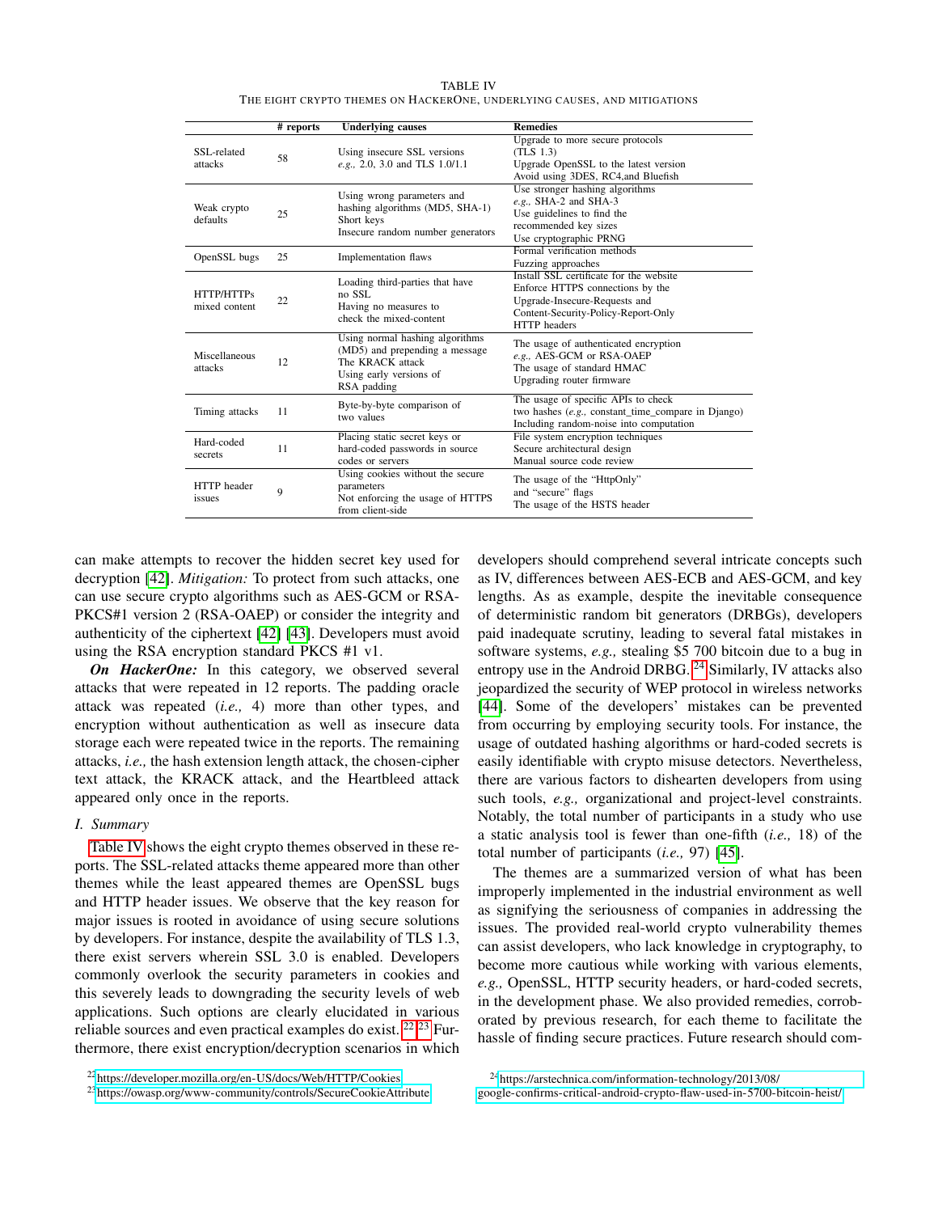TABLE IV
THE EIGHT CRYPTO THEMES ON HACKERONE, UNDERLYING CAUSES, AND MITIGATIONS

| | # reports | Underlying causes | Remedies |
|---|---|---|---|
| SSL-related attacks | 58 | Using insecure SSL versions *e.g.,* 2.0, 3.0 and TLS 1.0/1.1 | Upgrade to more secure protocols (TLS 1.3) Upgrade OpenSSL to the latest version Avoid using 3DES, RC4,and Bluefish |
| Weak crypto defaults | 25 | Using wrong parameters and hashing algorithms (MD5, SHA-1) Short keys Insecure random number generators | Use stronger hashing algorithms *e.g.,* SHA-2 and SHA-3 Use guidelines to find the recommended key sizes Use cryptographic PRNG |
| OpenSSL bugs | 25 | Implementation flaws | Formal verification methods Fuzzing approaches |
| HTTP/HTTPs mixed content | 22 | Loading third-parties that have no SSL Having no measures to check the mixed-content | Install SSL certificate for the website Enforce HTTPS connections by the Upgrade-Insecure-Requests and Content-Security-Policy-Report-Only HTTP headers |
| Miscellaneous attacks | 12 | Using normal hashing algorithms (MD5) and prepending a message The KRACK attack Using early versions of RSA padding | The usage of authenticated encryption *e.g.,* AES-GCM or RSA-OAEP The usage of standard HMAC Upgrading router firmware |
| Timing attacks | 11 | Byte-by-byte comparison of two values | The usage of specific APIs to check two hashes (*e.g.,* constant_time_compare in Django) Including random-noise into computation |
| Hard-coded secrets | 11 | Placing static secret keys or hard-coded passwords in source codes or servers | File system encryption techniques Secure architectural design Manual source code review |
| HTTP header issues | 9 | Using cookies without the secure parameters Not enforcing the usage of HTTPS from client-side | The usage of the "HttpOnly" and "secure" flags The usage of the HSTS header |

can make attempts to recover the hidden secret key used for decryption [42]. *Mitigation:* To protect from such attacks, one can use secure crypto algorithms such as AES-GCM or RSA-PKCS#1 version 2 (RSA-OAEP) or consider the integrity and authenticity of the ciphertext [42] [43]. Developers must avoid using the RSA encryption standard PKCS #1 v1.

***On HackerOne:*** In this category, we observed several attacks that were repeated in 12 reports. The padding oracle attack was repeated (*i.e.,* 4) more than other types, and encryption without authentication as well as insecure data storage each were repeated twice in the reports. The remaining attacks, *i.e.,* the hash extension length attack, the chosen-cipher text attack, the KRACK attack, and the Heartbleed attack appeared only once in the reports.

### I. Summary

Table IV shows the eight crypto themes observed in these reports. The SSL-related attacks theme appeared more than other themes while the least appeared themes are OpenSSL bugs and HTTP header issues. We observe that the key reason for major issues is rooted in avoidance of using secure solutions by developers. For instance, despite the availability of TLS 1.3, there exist servers wherein SSL 3.0 is enabled. Developers commonly overlook the security parameters in cookies and this severely leads to downgrading the security levels of web applications. Such options are clearly elucidated in various reliable sources and even practical examples do exist.[22] [23] Furthermore, there exist encryption/decryption scenarios in which developers should comprehend several intricate concepts such as IV, differences between AES-ECB and AES-GCM, and key lengths. As as example, despite the inevitable consequence of deterministic random bit generators (DRBGs), developers paid inadequate scrutiny, leading to several fatal mistakes in software systems, *e.g.,* stealing $5 700 bitcoin due to a bug in entropy use in the Android DRBG.[24] Similarly, IV attacks also jeopardized the security of WEP protocol in wireless networks [44]. Some of the developers' mistakes can be prevented from occurring by employing security tools. For instance, the usage of outdated hashing algorithms or hard-coded secrets is easily identifiable with crypto misuse detectors. Nevertheless, there are various factors to dishearten developers from using such tools, *e.g.,* organizational and project-level constraints. Notably, the total number of participants in a study who use a static analysis tool is fewer than one-fifth (*i.e.,* 18) of the total number of participants (*i.e.,* 97) [45].

The themes are a summarized version of what has been improperly implemented in the industrial environment as well as signifying the seriousness of companies in addressing the issues. The provided real-world crypto vulnerability themes can assist developers, who lack knowledge in cryptography, to become more cautious while working with various elements, *e.g.,* OpenSSL, HTTP security headers, or hard-coded secrets, in the development phase. We also provided remedies, corroborated by previous research, for each theme to facilitate the hassle of finding secure practices. Future research should com-

[22] https://developer.mozilla.org/en-US/docs/Web/HTTP/Cookies

[23] https://owasp.org/www-community/controls/SecureCookieAttribute

[24] https://arstechnica.com/information-technology/2013/08/google-confirms-critical-android-crypto-flaw-used-in-5700-bitcoin-heist/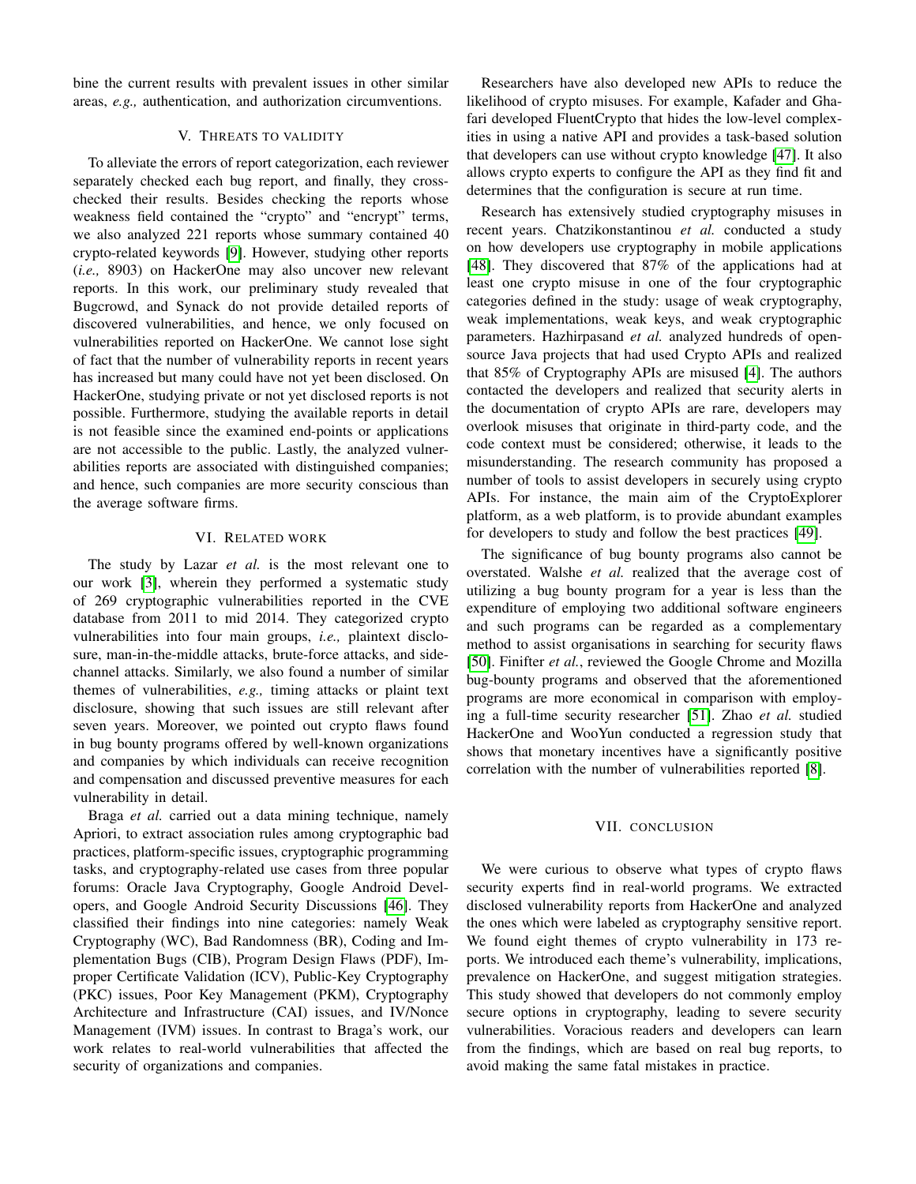bine the current results with prevalent issues in other similar areas, *e.g.,* authentication, and authorization circumventions.

## V. Threats to validity

To alleviate the errors of report categorization, each reviewer separately checked each bug report, and finally, they cross-checked their results. Besides checking the reports whose weakness field contained the "crypto" and "encrypt" terms, we also analyzed 221 reports whose summary contained 40 crypto-related keywords [9]. However, studying other reports (*i.e.,* 8903) on HackerOne may also uncover new relevant reports. In this work, our preliminary study revealed that Bugcrowd, and Synack do not provide detailed reports of discovered vulnerabilities, and hence, we only focused on vulnerabilities reported on HackerOne. We cannot lose sight of fact that the number of vulnerability reports in recent years has increased but many could have not yet been disclosed. On HackerOne, studying private or not yet disclosed reports is not possible. Furthermore, studying the available reports in detail is not feasible since the examined end-points or applications are not accessible to the public. Lastly, the analyzed vulnerabilities reports are associated with distinguished companies; and hence, such companies are more security conscious than the average software firms.

## VI. Related work

The study by Lazar *et al.* is the most relevant one to our work [3], wherein they performed a systematic study of 269 cryptographic vulnerabilities reported in the CVE database from 2011 to mid 2014. They categorized crypto vulnerabilities into four main groups, *i.e.,* plaintext disclosure, man-in-the-middle attacks, brute-force attacks, and side-channel attacks. Similarly, we also found a number of similar themes of vulnerabilities, *e.g.,* timing attacks or plaint text disclosure, showing that such issues are still relevant after seven years. Moreover, we pointed out crypto flaws found in bug bounty programs offered by well-known organizations and companies by which individuals can receive recognition and compensation and discussed preventive measures for each vulnerability in detail.

Braga *et al.* carried out a data mining technique, namely Apriori, to extract association rules among cryptographic bad practices, platform-specific issues, cryptographic programming tasks, and cryptography-related use cases from three popular forums: Oracle Java Cryptography, Google Android Developers, and Google Android Security Discussions [46]. They classified their findings into nine categories: namely Weak Cryptography (WC), Bad Randomness (BR), Coding and Implementation Bugs (CIB), Program Design Flaws (PDF), Improper Certificate Validation (ICV), Public-Key Cryptography (PKC) issues, Poor Key Management (PKM), Cryptography Architecture and Infrastructure (CAI) issues, and IV/Nonce Management (IVM) issues. In contrast to Braga's work, our work relates to real-world vulnerabilities that affected the security of organizations and companies.

Researchers have also developed new APIs to reduce the likelihood of crypto misuses. For example, Kafader and Ghafari developed FluentCrypto that hides the low-level complexities in using a native API and provides a task-based solution that developers can use without crypto knowledge [47]. It also allows crypto experts to configure the API as they find fit and determines that the configuration is secure at run time.

Research has extensively studied cryptography misuses in recent years. Chatzikonstantinou *et al.* conducted a study on how developers use cryptography in mobile applications [48]. They discovered that 87% of the applications had at least one crypto misuse in one of the four cryptographic categories defined in the study: usage of weak cryptography, weak implementations, weak keys, and weak cryptographic parameters. Hazhirpasand *et al.* analyzed hundreds of open-source Java projects that had used Crypto APIs and realized that 85% of Cryptography APIs are misused [4]. The authors contacted the developers and realized that security alerts in the documentation of crypto APIs are rare, developers may overlook misuses that originate in third-party code, and the code context must be considered; otherwise, it leads to the misunderstanding. The research community has proposed a number of tools to assist developers in securely using crypto APIs. For instance, the main aim of the CryptoExplorer platform, as a web platform, is to provide abundant examples for developers to study and follow the best practices [49].

The significance of bug bounty programs also cannot be overstated. Walshe *et al.* realized that the average cost of utilizing a bug bounty program for a year is less than the expenditure of employing two additional software engineers and such programs can be regarded as a complementary method to assist organisations in searching for security flaws [50]. Finifter *et al.*, reviewed the Google Chrome and Mozilla bug-bounty programs and observed that the aforementioned programs are more economical in comparison with employing a full-time security researcher [51]. Zhao *et al.* studied HackerOne and WooYun conducted a regression study that shows that monetary incentives have a significantly positive correlation with the number of vulnerabilities reported [8].

## VII. Conclusion

We were curious to observe what types of crypto flaws security experts find in real-world programs. We extracted disclosed vulnerability reports from HackerOne and analyzed the ones which were labeled as cryptography sensitive report. We found eight themes of crypto vulnerability in 173 reports. We introduced each theme's vulnerability, implications, prevalence on HackerOne, and suggest mitigation strategies. This study showed that developers do not commonly employ secure options in cryptography, leading to severe security vulnerabilities. Voracious readers and developers can learn from the findings, which are based on real bug reports, to avoid making the same fatal mistakes in practice.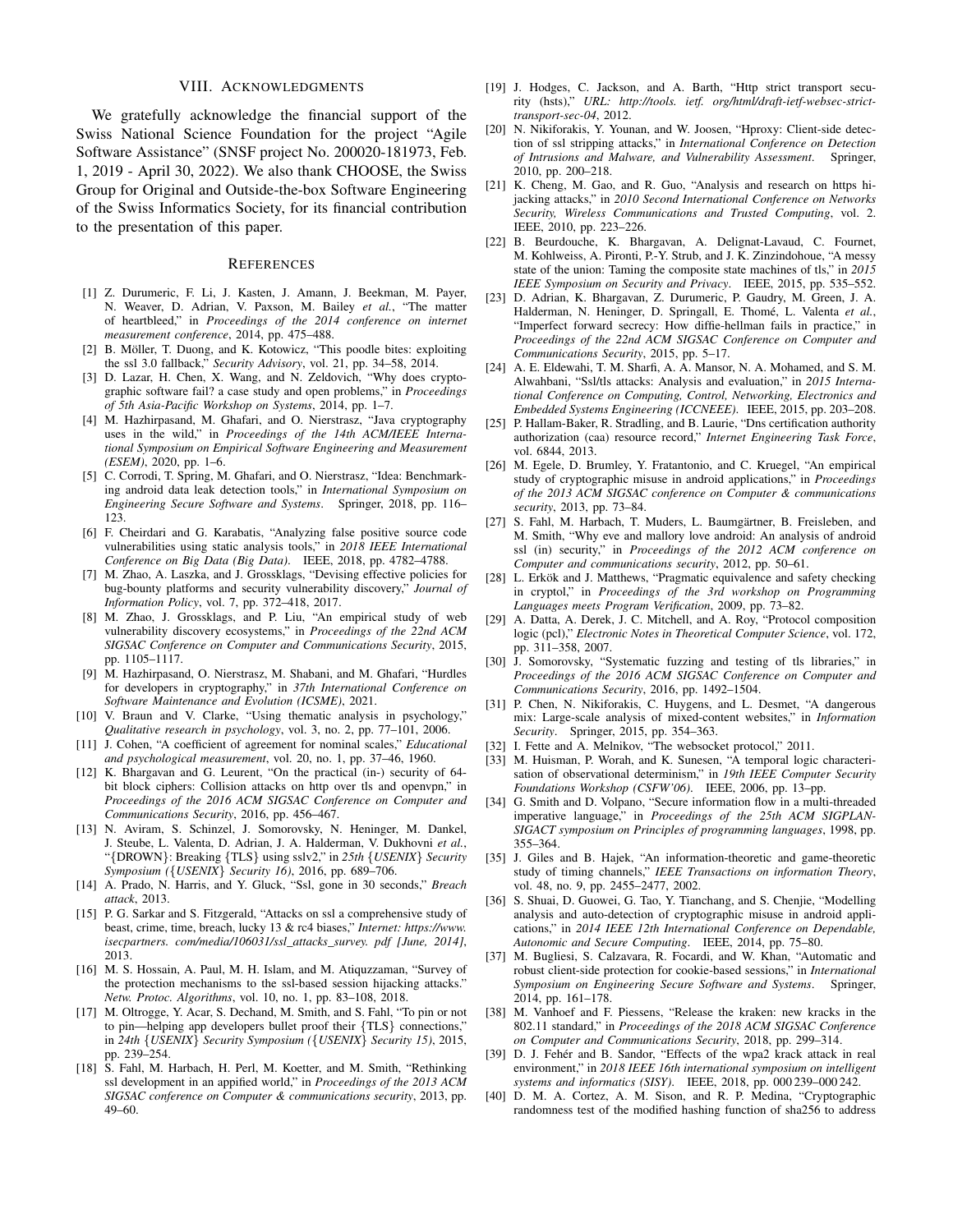## VIII. Acknowledgments

We gratefully acknowledge the financial support of the Swiss National Science Foundation for the project "Agile Software Assistance" (SNSF project No. 200020-181973, Feb. 1, 2019 - April 30, 2022). We also thank CHOOSE, the Swiss Group for Original and Outside-the-box Software Engineering of the Swiss Informatics Society, for its financial contribution to the presentation of this paper.

## References

[1] Z. Durumeric, F. Li, J. Kasten, J. Amann, J. Beekman, M. Payer, N. Weaver, D. Adrian, V. Paxson, M. Bailey *et al.*, "The matter of heartbleed," in *Proceedings of the 2014 conference on internet measurement conference*, 2014, pp. 475–488.

[2] B. Möller, T. Duong, and K. Kotowicz, "This poodle bites: exploiting the ssl 3.0 fallback," *Security Advisory*, vol. 21, pp. 34–58, 2014.

[3] D. Lazar, H. Chen, X. Wang, and N. Zeldovich, "Why does cryptographic software fail? a case study and open problems," in *Proceedings of 5th Asia-Pacific Workshop on Systems*, 2014, pp. 1–7.

[4] M. Hazhirpasand, M. Ghafari, and O. Nierstrasz, "Java cryptography uses in the wild," in *Proceedings of the 14th ACM/IEEE International Symposium on Empirical Software Engineering and Measurement (ESEM)*, 2020, pp. 1–6.

[5] C. Corrodi, T. Spring, M. Ghafari, and O. Nierstrasz, "Idea: Benchmarking android data leak detection tools," in *International Symposium on Engineering Secure Software and Systems*. Springer, 2018, pp. 116–123.

[6] F. Cheirdari and G. Karabatis, "Analyzing false positive source code vulnerabilities using static analysis tools," in *2018 IEEE International Conference on Big Data (Big Data)*. IEEE, 2018, pp. 4782–4788.

[7] M. Zhao, A. Laszka, and J. Grossklags, "Devising effective policies for bug-bounty platforms and security vulnerability discovery," *Journal of Information Policy*, vol. 7, pp. 372–418, 2017.

[8] M. Zhao, J. Grossklags, and P. Liu, "An empirical study of web vulnerability discovery ecosystems," in *Proceedings of the 22nd ACM SIGSAC Conference on Computer and Communications Security*, 2015, pp. 1105–1117.

[9] M. Hazhirpasand, O. Nierstrasz, M. Shabani, and M. Ghafari, "Hurdles for developers in cryptography," in *37th International Conference on Software Maintenance and Evolution (ICSME)*, 2021.

[10] V. Braun and V. Clarke, "Using thematic analysis in psychology," *Qualitative research in psychology*, vol. 3, no. 2, pp. 77–101, 2006.

[11] J. Cohen, "A coefficient of agreement for nominal scales," *Educational and psychological measurement*, vol. 20, no. 1, pp. 37–46, 1960.

[12] K. Bhargavan and G. Leurent, "On the practical (in-) security of 64-bit block ciphers: Collision attacks on http over tls and openvpn," in *Proceedings of the 2016 ACM SIGSAC Conference on Computer and Communications Security*, 2016, pp. 456–467.

[13] N. Aviram, S. Schinzel, J. Somorovsky, N. Heninger, M. Dankel, J. Steube, L. Valenta, D. Adrian, J. A. Halderman, V. Dukhovni *et al.*, "{DROWN}: Breaking {TLS} using sslv2," in *25th {USENIX} Security Symposium ({USENIX} Security 16)*, 2016, pp. 689–706.

[14] A. Prado, N. Harris, and Y. Gluck, "Ssl, gone in 30 seconds," *Breach attack*, 2013.

[15] P. G. Sarkar and S. Fitzgerald, "Attacks on ssl a comprehensive study of beast, crime, time, breach, lucky 13 & rc4 biases," *Internet: https://www. isecpartners. com/media/106031/ssl_attacks_survey. pdf [June, 2014]*, 2013.

[16] M. S. Hossain, A. Paul, M. H. Islam, and M. Atiquzzaman, "Survey of the protection mechanisms to the ssl-based session hijacking attacks." *Netw. Protoc. Algorithms*, vol. 10, no. 1, pp. 83–108, 2018.

[17] M. Oltrogge, Y. Acar, S. Dechand, M. Smith, and S. Fahl, "To pin or not to pin—helping app developers bullet proof their {TLS} connections," in *24th {USENIX} Security Symposium ({USENIX} Security 15)*, 2015, pp. 239–254.

[18] S. Fahl, M. Harbach, H. Perl, M. Koetter, and M. Smith, "Rethinking ssl development in an appified world," in *Proceedings of the 2013 ACM SIGSAC conference on Computer & communications security*, 2013, pp. 49–60.

[19] J. Hodges, C. Jackson, and A. Barth, "Http strict transport security (hsts)," *URL: http://tools. ietf. org/html/draft-ietf-websec-strict-transport-sec-04*, 2012.

[20] N. Nikiforakis, Y. Younan, and W. Joosen, "Hproxy: Client-side detection of ssl stripping attacks," in *International Conference on Detection of Intrusions and Malware, and Vulnerability Assessment*. Springer, 2010, pp. 200–218.

[21] K. Cheng, M. Gao, and R. Guo, "Analysis and research on https hijacking attacks," in *2010 Second International Conference on Networks Security, Wireless Communications and Trusted Computing*, vol. 2. IEEE, 2010, pp. 223–226.

[22] B. Beurdouche, K. Bhargavan, A. Delignat-Lavaud, C. Fournet, M. Kohlweiss, A. Pironti, P.-Y. Strub, and J. K. Zinzindohoue, "A messy state of the union: Taming the composite state machines of tls," in *2015 IEEE Symposium on Security and Privacy*. IEEE, 2015, pp. 535–552.

[23] D. Adrian, K. Bhargavan, Z. Durumeric, P. Gaudry, M. Green, J. A. Halderman, N. Heninger, D. Springall, E. Thomé, L. Valenta *et al.*, "Imperfect forward secrecy: How diffie-hellman fails in practice," in *Proceedings of the 22nd ACM SIGSAC Conference on Computer and Communications Security*, 2015, pp. 5–17.

[24] A. E. Eldewahi, T. M. Sharfi, A. A. Mansor, N. A. Mohamed, and S. M. Alwahbani, "Ssl/tls attacks: Analysis and evaluation," in *2015 International Conference on Computing, Control, Networking, Electronics and Embedded Systems Engineering (ICCNEEE)*. IEEE, 2015, pp. 203–208.

[25] P. Hallam-Baker, R. Stradling, and B. Laurie, "Dns certification authority authorization (caa) resource record," *Internet Engineering Task Force*, vol. 6844, 2013.

[26] M. Egele, D. Brumley, Y. Fratantonio, and C. Kruegel, "An empirical study of cryptographic misuse in android applications," in *Proceedings of the 2013 ACM SIGSAC conference on Computer & communications security*, 2013, pp. 73–84.

[27] S. Fahl, M. Harbach, T. Muders, L. Baumgärtner, B. Freisleben, and M. Smith, "Why eve and mallory love android: An analysis of android ssl (in) security," in *Proceedings of the 2012 ACM conference on Computer and communications security*, 2012, pp. 50–61.

[28] L. Erkök and J. Matthews, "Pragmatic equivalence and safety checking in cryptol," in *Proceedings of the 3rd workshop on Programming Languages meets Program Verification*, 2009, pp. 73–82.

[29] A. Datta, A. Derek, J. C. Mitchell, and A. Roy, "Protocol composition logic (pcl)," *Electronic Notes in Theoretical Computer Science*, vol. 172, pp. 311–358, 2007.

[30] J. Somorovsky, "Systematic fuzzing and testing of tls libraries," in *Proceedings of the 2016 ACM SIGSAC Conference on Computer and Communications Security*, 2016, pp. 1492–1504.

[31] P. Chen, N. Nikiforakis, C. Huygens, and L. Desmet, "A dangerous mix: Large-scale analysis of mixed-content websites," in *Information Security*. Springer, 2015, pp. 354–363.

[32] I. Fette and A. Melnikov, "The websocket protocol," 2011.

[33] M. Huisman, P. Worah, and K. Sunesen, "A temporal logic characterisation of observational determinism," in *19th IEEE Computer Security Foundations Workshop (CSFW'06)*. IEEE, 2006, pp. 13–pp.

[34] G. Smith and D. Volpano, "Secure information flow in a multi-threaded imperative language," in *Proceedings of the 25th ACM SIGPLAN-SIGACT symposium on Principles of programming languages*, 1998, pp. 355–364.

[35] J. Giles and B. Hajek, "An information-theoretic and game-theoretic study of timing channels," *IEEE Transactions on information Theory*, vol. 48, no. 9, pp. 2455–2477, 2002.

[36] S. Shuai, D. Guowei, G. Tao, Y. Tianchang, and S. Chenjie, "Modelling analysis and auto-detection of cryptographic misuse in android applications," in *2014 IEEE 12th International Conference on Dependable, Autonomic and Secure Computing*. IEEE, 2014, pp. 75–80.

[37] M. Bugliesi, S. Calzavara, R. Focardi, and W. Khan, "Automatic and robust client-side protection for cookie-based sessions," in *International Symposium on Engineering Secure Software and Systems*. Springer, 2014, pp. 161–178.

[38] M. Vanhoef and F. Piessens, "Release the kraken: new kracks in the 802.11 standard," in *Proceedings of the 2018 ACM SIGSAC Conference on Computer and Communications Security*, 2018, pp. 299–314.

[39] D. J. Fehér and B. Sandor, "Effects of the wpa2 krack attack in real environment," in *2018 IEEE 16th international symposium on intelligent systems and informatics (SISY)*. IEEE, 2018, pp. 000 239–000 242.

[40] D. M. A. Cortez, A. M. Sison, and R. P. Medina, "Cryptographic randomness test of the modified hashing function of sha256 to address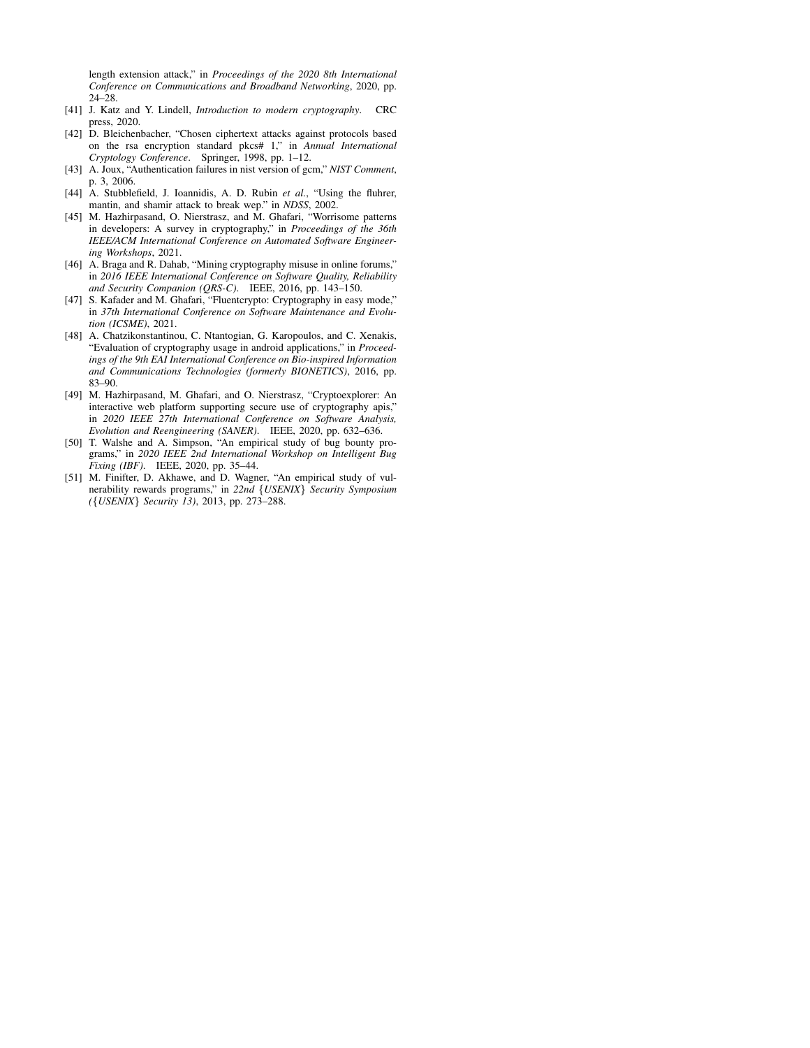length extension attack," in *Proceedings of the 2020 8th International Conference on Communications and Broadband Networking*, 2020, pp. 24–28.

[41] J. Katz and Y. Lindell, *Introduction to modern cryptography*. CRC press, 2020.

[42] D. Bleichenbacher, "Chosen ciphertext attacks against protocols based on the rsa encryption standard pkcs# 1," in *Annual International Cryptology Conference*. Springer, 1998, pp. 1–12.

[43] A. Joux, "Authentication failures in nist version of gcm," *NIST Comment*, p. 3, 2006.

[44] A. Stubblefield, J. Ioannidis, A. D. Rubin *et al.*, "Using the fluhrer, mantin, and shamir attack to break wep." in *NDSS*, 2002.

[45] M. Hazhirpasand, O. Nierstrasz, and M. Ghafari, "Worrisome patterns in developers: A survey in cryptography," in *Proceedings of the 36th IEEE/ACM International Conference on Automated Software Engineering Workshops*, 2021.

[46] A. Braga and R. Dahab, "Mining cryptography misuse in online forums," in *2016 IEEE International Conference on Software Quality, Reliability and Security Companion (QRS-C)*. IEEE, 2016, pp. 143–150.

[47] S. Kafader and M. Ghafari, "Fluentcrypto: Cryptography in easy mode," in *37th International Conference on Software Maintenance and Evolution (ICSME)*, 2021.

[48] A. Chatzikonstantinou, C. Ntantogian, G. Karopoulos, and C. Xenakis, "Evaluation of cryptography usage in android applications," in *Proceedings of the 9th EAI International Conference on Bio-inspired Information and Communications Technologies (formerly BIONETICS)*, 2016, pp. 83–90.

[49] M. Hazhirpasand, M. Ghafari, and O. Nierstrasz, "Cryptoexplorer: An interactive web platform supporting secure use of cryptography apis," in *2020 IEEE 27th International Conference on Software Analysis, Evolution and Reengineering (SANER)*. IEEE, 2020, pp. 632–636.

[50] T. Walshe and A. Simpson, "An empirical study of bug bounty programs," in *2020 IEEE 2nd International Workshop on Intelligent Bug Fixing (IBF)*. IEEE, 2020, pp. 35–44.

[51] M. Finifter, D. Akhawe, and D. Wagner, "An empirical study of vulnerability rewards programs," in *22nd {USENIX} Security Symposium ({USENIX} Security 13)*, 2013, pp. 273–288.